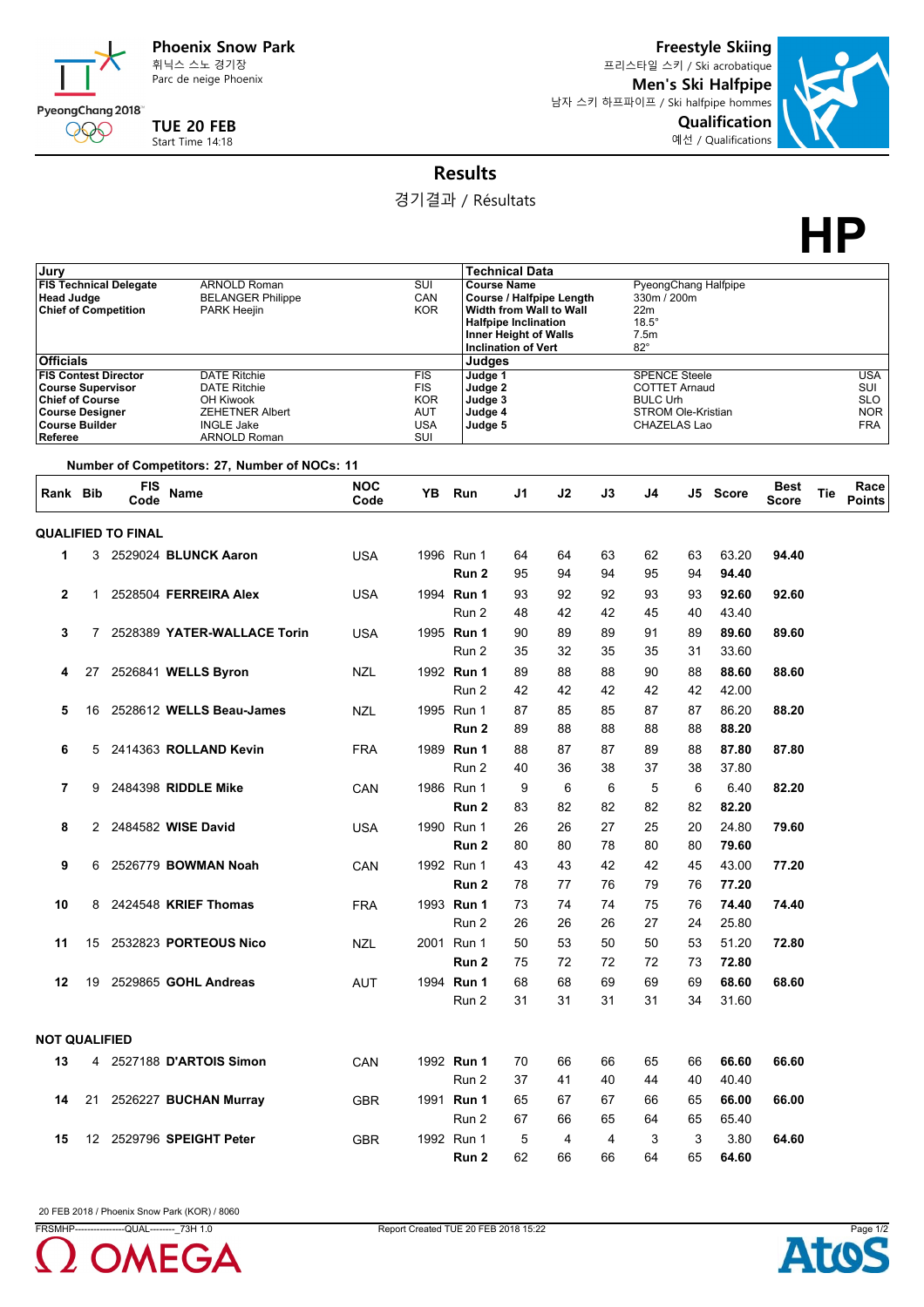**Phoenix Snow Park**
휘닉스 스노 경기장
Parc de neige Phoenix

**TUE 20 FEB**
Start Time 14:18

**Freestyle Skiing**
프리스타일 스키 / Ski acrobatique
**Men's Ski Halfpipe**
남자 스키 하프파이프 / Ski halfpipe hommes
**Qualification**
예선 / Qualifications

# Results

경기결과 / Résultats

**HP**

| Jury | | |
|---|---|---|
| **FIS Technical Delegate** | ARNOLD Roman | SUI |
| **Head Judge** | BELANGER Philippe | CAN |
| **Chief of Competition** | PARK Heejin | KOR |
| **Officials** | | |
| **FIS Contest Director** | DATE Ritchie | FIS |
| **Course Supervisor** | DATE Ritchie | FIS |
| **Chief of Course** | OH Kiwook | KOR |
| **Course Designer** | ZEHETNER Albert | AUT |
| **Course Builder** | INGLE Jake | USA |
| **Referee** | ARNOLD Roman | SUI |

| Technical Data | | |
|---|---|---|
| **Course Name** | PyeongChang Halfpipe | |
| **Course / Halfpipe Length** | 330m / 200m | |
| **Width from Wall to Wall** | 22m | |
| **Halfpipe Inclination** | 18.5° | |
| **Inner Height of Walls** | 7.5m | |
| **Inclination of Vert** | 82° | |
| **Judges** | | |
| **Judge 1** | SPENCE Steele | USA |
| **Judge 2** | COTTET Arnaud | SUI |
| **Judge 3** | BULC Urh | SLO |
| **Judge 4** | STROM Ole-Kristian | NOR |
| **Judge 5** | CHAZELAS Lao | FRA |

**Number of Competitors: 27, Number of NOCs: 11**

| Rank | Bib | FIS Code | Name | NOC Code | YB | Run | J1 | J2 | J3 | J4 | J5 | Score | Best Score | Tie | Race Points |
|---|---|---|---|---|---|---|---|---|---|---|---|---|---|---|---|
| **QUALIFIED TO FINAL** | | | | | | | | | | | | | | | |
| 1 | 3 | 2529024 | **BLUNCK Aaron** | USA | 1996 | Run 1 | 64 | 64 | 63 | 62 | 63 | 63.20 | **94.40** | | |
| | | | | | | **Run 2** | 95 | 94 | 94 | 95 | 94 | **94.40** | | | |
| 2 | 1 | 2528504 | **FERREIRA Alex** | USA | 1994 | **Run 1** | 93 | 92 | 92 | 93 | 93 | **92.60** | **92.60** | | |
| | | | | | | Run 2 | 48 | 42 | 42 | 45 | 40 | 43.40 | | | |
| 3 | 7 | 2528389 | **YATER-WALLACE Torin** | USA | 1995 | **Run 1** | 90 | 89 | 89 | 91 | 89 | **89.60** | **89.60** | | |
| | | | | | | Run 2 | 35 | 32 | 35 | 35 | 31 | 33.60 | | | |
| 4 | 27 | 2526841 | **WELLS Byron** | NZL | 1992 | **Run 1** | 89 | 88 | 88 | 90 | 88 | **88.60** | **88.60** | | |
| | | | | | | Run 2 | 42 | 42 | 42 | 42 | 42 | 42.00 | | | |
| 5 | 16 | 2528612 | **WELLS Beau-James** | NZL | 1995 | Run 1 | 87 | 85 | 85 | 87 | 87 | 86.20 | **88.20** | | |
| | | | | | | **Run 2** | 89 | 88 | 88 | 88 | 88 | **88.20** | | | |
| 6 | 5 | 2414363 | **ROLLAND Kevin** | FRA | 1989 | **Run 1** | 88 | 87 | 87 | 89 | 88 | **87.80** | **87.80** | | |
| | | | | | | Run 2 | 40 | 36 | 38 | 37 | 38 | 37.80 | | | |
| 7 | 9 | 2484398 | **RIDDLE Mike** | CAN | 1986 | Run 1 | 9 | 6 | 6 | 5 | 6 | 6.40 | **82.20** | | |
| | | | | | | **Run 2** | 83 | 82 | 82 | 82 | 82 | **82.20** | | | |
| 8 | 2 | 2484582 | **WISE David** | USA | 1990 | Run 1 | 26 | 26 | 27 | 25 | 20 | 24.80 | **79.60** | | |
| | | | | | | **Run 2** | 80 | 80 | 78 | 80 | 80 | **79.60** | | | |
| 9 | 6 | 2526779 | **BOWMAN Noah** | CAN | 1992 | Run 1 | 43 | 43 | 42 | 42 | 45 | 43.00 | **77.20** | | |
| | | | | | | **Run 2** | 78 | 77 | 76 | 79 | 76 | **77.20** | | | |
| 10 | 8 | 2424548 | **KRIEF Thomas** | FRA | 1993 | **Run 1** | 73 | 74 | 74 | 75 | 76 | **74.40** | **74.40** | | |
| | | | | | | Run 2 | 26 | 26 | 26 | 27 | 24 | 25.80 | | | |
| 11 | 15 | 2532823 | **PORTEOUS Nico** | NZL | 2001 | Run 1 | 50 | 53 | 50 | 50 | 53 | 51.20 | **72.80** | | |
| | | | | | | **Run 2** | 75 | 72 | 72 | 72 | 73 | **72.80** | | | |
| 12 | 19 | 2529865 | **GOHL Andreas** | AUT | 1994 | **Run 1** | 68 | 68 | 69 | 69 | 69 | **68.60** | **68.60** | | |
| | | | | | | Run 2 | 31 | 31 | 31 | 31 | 34 | 31.60 | | | |
| **NOT QUALIFIED** | | | | | | | | | | | | | | | |
| 13 | 4 | 2527188 | **D'ARTOIS Simon** | CAN | 1992 | **Run 1** | 70 | 66 | 66 | 65 | 66 | **66.60** | **66.60** | | |
| | | | | | | Run 2 | 37 | 41 | 40 | 44 | 40 | 40.40 | | | |
| 14 | 21 | 2526227 | **BUCHAN Murray** | GBR | 1991 | **Run 1** | 65 | 67 | 67 | 66 | 65 | **66.00** | **66.00** | | |
| | | | | | | Run 2 | 67 | 66 | 65 | 64 | 65 | 65.40 | | | |
| 15 | 12 | 2529796 | **SPEIGHT Peter** | GBR | 1992 | Run 1 | 5 | 4 | 4 | 3 | 3 | 3.80 | **64.60** | | |
| | | | | | | **Run 2** | 62 | 66 | 66 | 64 | 65 | **64.60** | | | |

20 FEB 2018 / Phoenix Snow Park (KOR) / 8060

FRSMHP----------------QUAL--------_73H 1.0 Report Created TUE 20 FEB 2018 15:22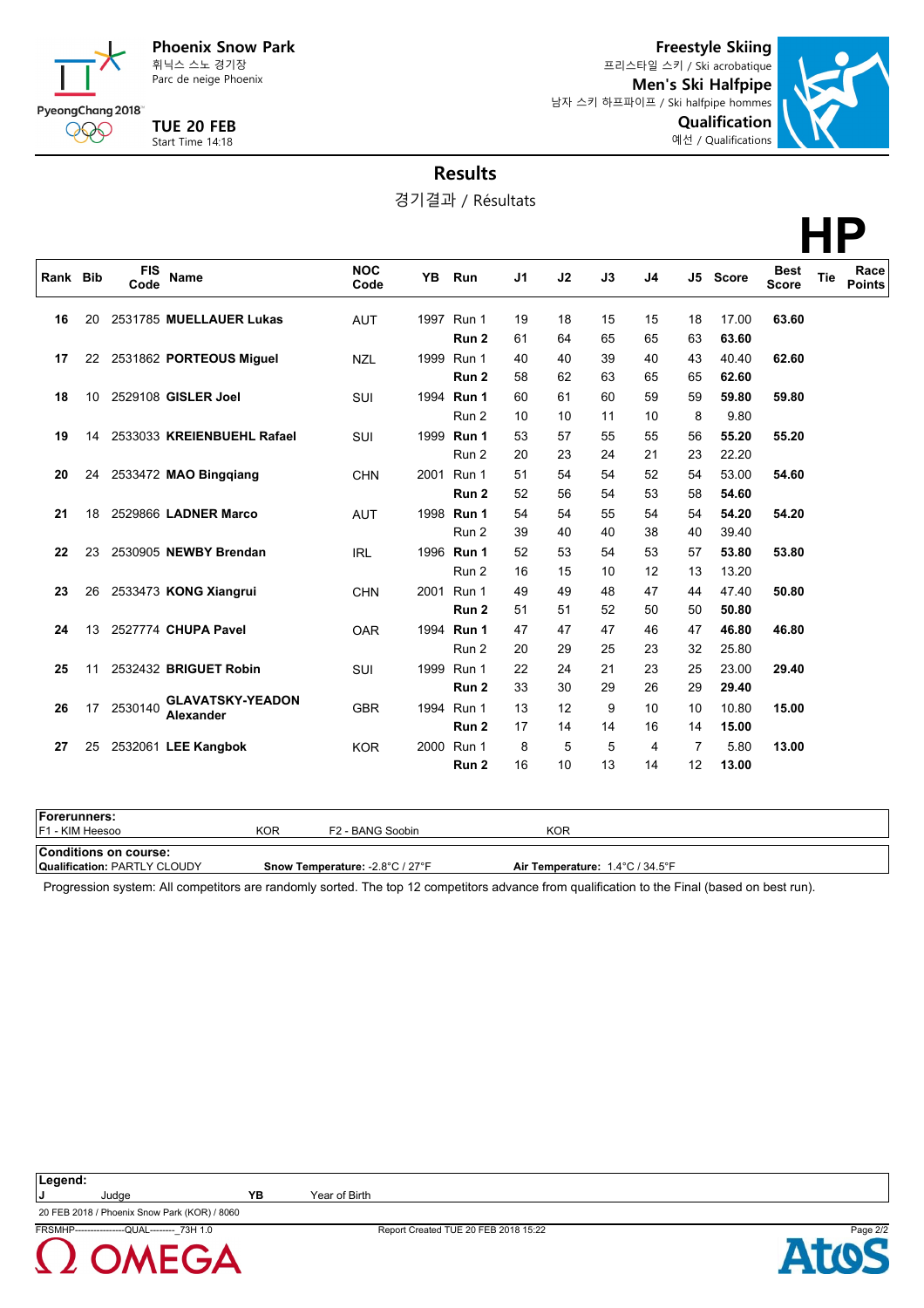Phoenix Snow Park
휘닉스 스노 경기장
Parc de neige Phoenix

TUE 20 FEB
Start Time 14:18

Freestyle Skiing
프리스타일 스키 / Ski acrobatique
**Men's Ski Halfpipe**
남자 스키 하프파이프 / Ski halfpipe hommes
**Qualification**
예선 / Qualifications

# Results

경기결과 / Résultats

**HP**

| Rank | Bib | FIS Code | Name | NOC Code | YB | Run | J1 | J2 | J3 | J4 | J5 | Score | Best Score | Tie | Race Points |
|---|---|---|---|---|---|---|---|---|---|---|---|---|---|---|---|
| **16** | 20 | 2531785 | **MUELLAUER Lukas** | AUT | 1997 | Run 1 | 19 | 18 | 15 | 15 | 18 | 17.00 | **63.60** | | |
| | | | | | | **Run 2** | 61 | 64 | 65 | 65 | 63 | **63.60** | | | |
| **17** | 22 | 2531862 | **PORTEOUS Miguel** | NZL | 1999 | Run 1 | 40 | 40 | 39 | 40 | 43 | 40.40 | **62.60** | | |
| | | | | | | **Run 2** | 58 | 62 | 63 | 65 | 65 | **62.60** | | | |
| **18** | 10 | 2529108 | **GISLER Joel** | SUI | 1994 | **Run 1** | 60 | 61 | 60 | 59 | 59 | **59.80** | **59.80** | | |
| | | | | | | Run 2 | 10 | 10 | 11 | 10 | 8 | 9.80 | | | |
| **19** | 14 | 2533033 | **KREIENBUEHL Rafael** | SUI | 1999 | **Run 1** | 53 | 57 | 55 | 55 | 56 | **55.20** | **55.20** | | |
| | | | | | | Run 2 | 20 | 23 | 24 | 21 | 23 | 22.20 | | | |
| **20** | 24 | 2533472 | **MAO Bingqiang** | CHN | 2001 | Run 1 | 51 | 54 | 54 | 52 | 54 | 53.00 | **54.60** | | |
| | | | | | | **Run 2** | 52 | 56 | 54 | 53 | 58 | **54.60** | | | |
| **21** | 18 | 2529866 | **LADNER Marco** | AUT | 1998 | **Run 1** | 54 | 54 | 55 | 54 | 54 | **54.20** | **54.20** | | |
| | | | | | | Run 2 | 39 | 40 | 40 | 38 | 40 | 39.40 | | | |
| **22** | 23 | 2530905 | **NEWBY Brendan** | IRL | 1996 | **Run 1** | 52 | 53 | 54 | 53 | 57 | **53.80** | **53.80** | | |
| | | | | | | Run 2 | 16 | 15 | 10 | 12 | 13 | 13.20 | | | |
| **23** | 26 | 2533473 | **KONG Xiangrui** | CHN | 2001 | Run 1 | 49 | 49 | 48 | 47 | 44 | 47.40 | **50.80** | | |
| | | | | | | **Run 2** | 51 | 51 | 52 | 50 | 50 | **50.80** | | | |
| **24** | 13 | 2527774 | **CHUPA Pavel** | OAR | 1994 | **Run 1** | 47 | 47 | 47 | 46 | 47 | **46.80** | **46.80** | | |
| | | | | | | Run 2 | 20 | 29 | 25 | 23 | 32 | 25.80 | | | |
| **25** | 11 | 2532432 | **BRIGUET Robin** | SUI | 1999 | Run 1 | 22 | 24 | 21 | 23 | 25 | 23.00 | **29.40** | | |
| | | | | | | **Run 2** | 33 | 30 | 29 | 26 | 29 | **29.40** | | | |
| **26** | 17 | 2530140 | **GLAVATSKY-YEADON Alexander** | GBR | 1994 | Run 1 | 13 | 12 | 9 | 10 | 10 | 10.80 | **15.00** | | |
| | | | | | | **Run 2** | 17 | 14 | 14 | 16 | 14 | **15.00** | | | |
| **27** | 25 | 2532061 | **LEE Kangbok** | KOR | 2000 | Run 1 | 8 | 5 | 5 | 4 | 7 | 5.80 | **13.00** | | |
| | | | | | | **Run 2** | 16 | 10 | 13 | 14 | 12 | **13.00** | | | |

**Forerunners:**
F1 - KIM Heesoo KOR F2 - BANG Soobin KOR

**Conditions on course:**
**Qualification:** PARTLY CLOUDY **Snow Temperature:** -2.8°C / 27°F **Air Temperature:** 1.4°C / 34.5°F

Progression system: All competitors are randomly sorted. The top 12 competitors advance from qualification to the Final (based on best run).

**Legend:**
J Judge YB Year of Birth

20 FEB 2018 / Phoenix Snow Park (KOR) / 8060
FRSMHP----------------QUAL--------_73H 1.0 Report Created TUE 20 FEB 2018 15:22